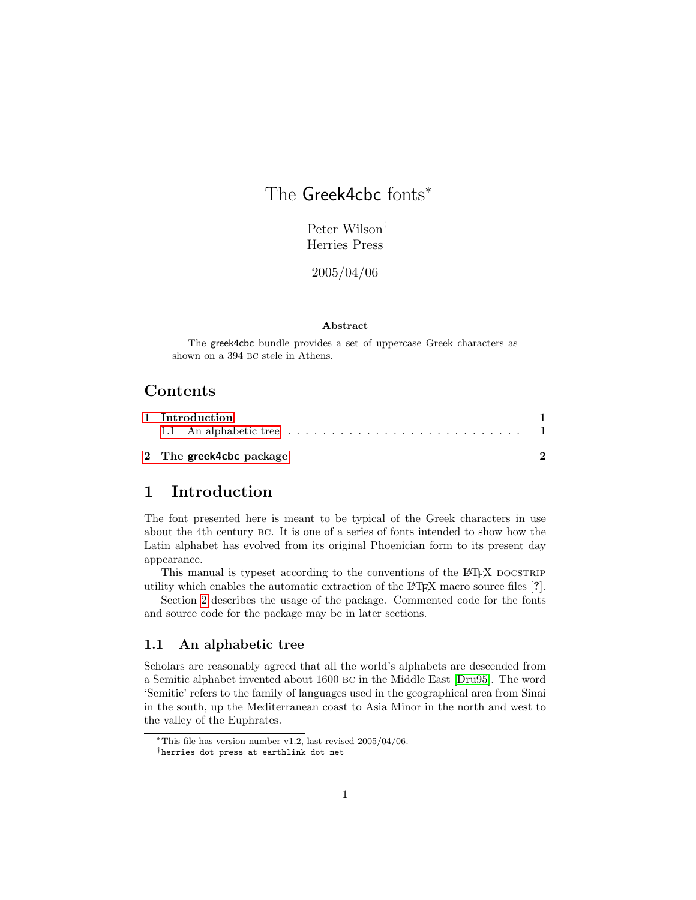# The Greek4cbc fonts*

Peter Wilson†
Herries Press

2005/04/06

**Abstract**

The greek4cbc bundle provides a set of uppercase Greek characters as shown on a 394 BC stele in Athens.

## Contents

- **1 Introduction** — **1**
  - 1.1 An alphabetic tree — 1
- **2 The greek4cbc package** — **2**

# 1 Introduction

The font presented here is meant to be typical of the Greek characters in use about the 4th century BC. It is one of a series of fonts intended to show how the Latin alphabet has evolved from its original Phoenician form to its present day appearance.

This manual is typeset according to the conventions of the LaTeX DOCSTRIP utility which enables the automatic extraction of the LaTeX macro source files [?].

Section 2 describes the usage of the package. Commented code for the fonts and source code for the package may be in later sections.

## 1.1 An alphabetic tree

Scholars are reasonably agreed that all the world's alphabets are descended from a Semitic alphabet invented about 1600 BC in the Middle East [Dru95]. The word 'Semitic' refers to the family of languages used in the geographical area from Sinai in the south, up the Mediterranean coast to Asia Minor in the north and west to the valley of the Euphrates.

---

*This file has version number v1.2, last revised 2005/04/06.

†`herries dot press at earthlink dot net`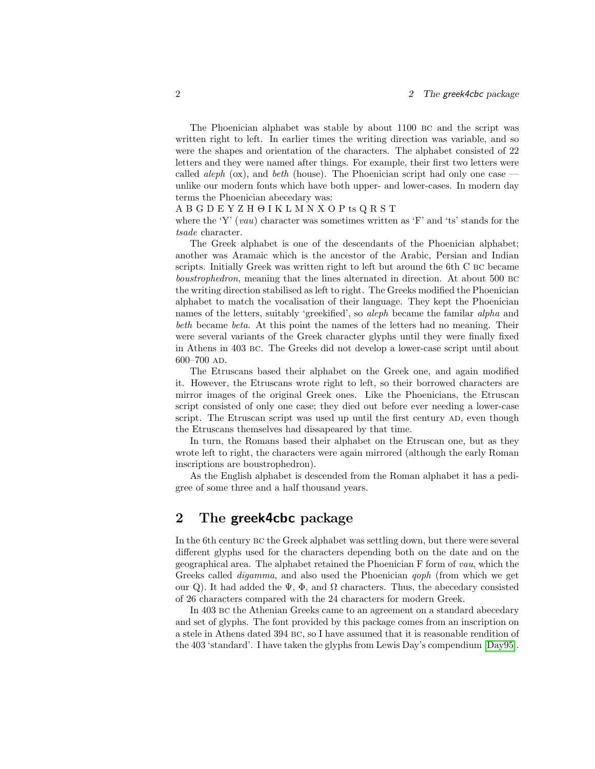The Phoenician alphabet was stable by about 1100 BC and the script was written right to left. In earlier times the writing direction was variable, and so were the shapes and orientation of the characters. The alphabet consisted of 22 letters and they were named after things. For example, their first two letters were called *aleph* (ox), and *beth* (house). The Phoenician script had only one case — unlike our modern fonts which have both upper- and lower-cases. In modern day terms the Phoenician abecedary was:
A B G D E Y Z H Θ I K L M N X O P ts Q R S T
where the 'Y' (*vau*) character was sometimes written as 'F' and 'ts' stands for the *tsade* character.

The Greek alphabet is one of the descendants of the Phoenician alphabet; another was Aramaic which is the ancestor of the Arabic, Persian and Indian scripts. Initially Greek was written right to left but around the 6th C BC became *boustrophedron*, meaning that the lines alternated in direction. At about 500 BC the writing direction stabilised as left to right. The Greeks modified the Phoenician alphabet to match the vocalisation of their language. They kept the Phoenician names of the letters, suitably 'greekified', so *aleph* became the familar *alpha* and *beth* became *beta*. At this point the names of the letters had no meaning. Their were several variants of the Greek character glyphs until they were finally fixed in Athens in 403 BC. The Greeks did not develop a lower-case script until about 600–700 AD.

The Etruscans based their alphabet on the Greek one, and again modified it. However, the Etruscans wrote right to left, so their borrowed characters are mirror images of the original Greek ones. Like the Phoenicians, the Etruscan script consisted of only one case; they died out before ever needing a lower-case script. The Etruscan script was used up until the first century AD, even though the Etruscans themselves had dissapeared by that time.

In turn, the Romans based their alphabet on the Etruscan one, but as they wrote left to right, the characters were again mirrored (although the early Roman inscriptions are boustrophedron).

As the English alphabet is descended from the Roman alphabet it has a pedigree of some three and a half thousand years.

## 2 The **greek4cbc** package

In the 6th century BC the Greek alphabet was settling down, but there were several different glyphs used for the characters depending both on the date and on the geographical area. The alphabet retained the Phoenician F form of *vau*, which the Greeks called *digamma*, and also used the Phoenician *qoph* (from which we get our Q). It had added the Ψ, Φ, and Ω characters. Thus, the abecedary consisted of 26 characters compared with the 24 characters for modern Greek.

In 403 BC the Athenian Greeks came to an agreement on a standard abecedary and set of glyphs. The font provided by this package comes from an inscription on a stele in Athens dated 394 BC, so I have assumed that it is reasonable rendition of the 403 'standard'. I have taken the glyphs from Lewis Day's compendium [Day95].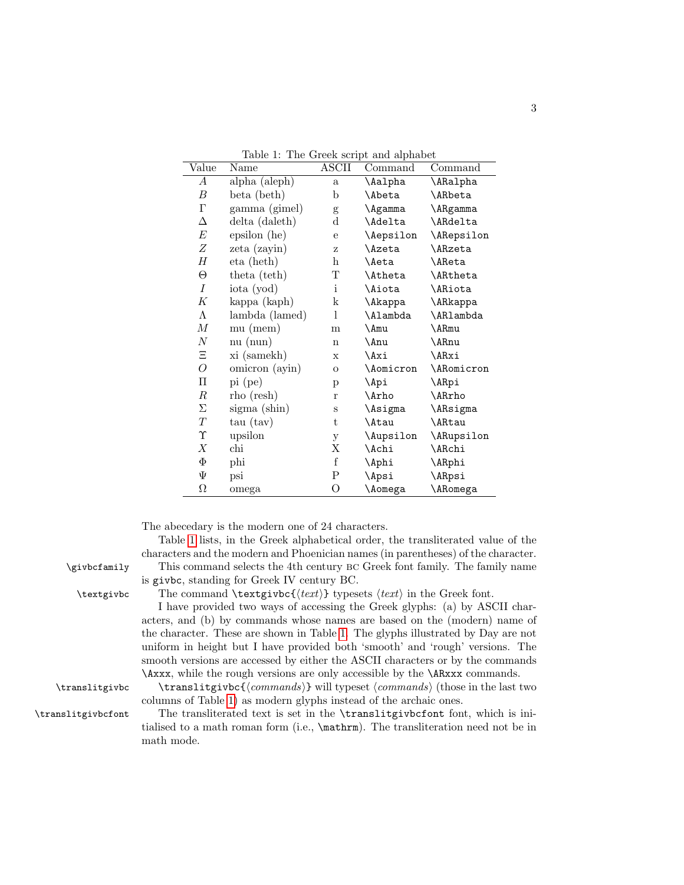Table 1: The Greek script and alphabet

| Value | Name | ASCII | Command | Command |
|---|---|---|---|---|
| $A$ | alpha (aleph) | a | `\Aalpha` | `\ARalpha` |
| $B$ | beta (beth) | b | `\Abeta` | `\ARbeta` |
| $\Gamma$ | gamma (gimel) | g | `\Agamma` | `\ARgamma` |
| $\Delta$ | delta (daleth) | d | `\Adelta` | `\ARdelta` |
| $E$ | epsilon (he) | e | `\Aepsilon` | `\ARepsilon` |
| $Z$ | zeta (zayin) | z | `\Azeta` | `\ARzeta` |
| $H$ | eta (heth) | h | `\Aeta` | `\AReta` |
| $\Theta$ | theta (teth) | T | `\Atheta` | `\ARtheta` |
| $I$ | iota (yod) | i | `\Aiota` | `\ARiota` |
| $K$ | kappa (kaph) | k | `\Akappa` | `\ARkappa` |
| $\Lambda$ | lambda (lamed) | l | `\Alambda` | `\ARlambda` |
| $M$ | mu (mem) | m | `\Amu` | `\ARmu` |
| $N$ | nu (nun) | n | `\Anu` | `\ARnu` |
| $\Xi$ | xi (samekh) | x | `\Axi` | `\ARxi` |
| $O$ | omicron (ayin) | o | `\Aomicron` | `\ARomicron` |
| $\Pi$ | pi (pe) | p | `\Api` | `\ARpi` |
| $R$ | rho (resh) | r | `\Arho` | `\ARrho` |
| $\Sigma$ | sigma (shin) | s | `\Asigma` | `\ARsigma` |
| $T$ | tau (tav) | t | `\Atau` | `\ARtau` |
| $\Upsilon$ | upsilon | y | `\Aupsilon` | `\ARupsilon` |
| $X$ | chi | X | `\Achi` | `\ARchi` |
| $\Phi$ | phi | f | `\Aphi` | `\ARphi` |
| $\Psi$ | psi | P | `\Apsi` | `\ARpsi` |
| $\Omega$ | omega | O | `\Aomega` | `\ARomega` |

The abecedary is the modern one of 24 characters.

Table 1 lists, in the Greek alphabetical order, the transliterated value of the characters and the modern and Phoenician names (in parentheses) of the character.

`\givbcfamily` This command selects the 4th century BC Greek font family. The family name is `givbc`, standing for Greek IV century BC.

`\textgivbc` The command `\textgivbc{`⟨*text*⟩`}` typesets ⟨*text*⟩ in the Greek font.

I have provided two ways of accessing the Greek glyphs: (a) by ASCII characters, and (b) by commands whose names are based on the (modern) name of the character. These are shown in Table 1. The glyphs illustrated by Day are not uniform in height but I have provided both 'smooth' and 'rough' versions. The smooth versions are accessed by either the ASCII characters or by the commands `\Axxx`, while the rough versions are only accessible by the `\ARxxx` commands.

`\translitgivbc` `\translitgivbc{`⟨*commands*⟩`}` will typeset ⟨*commands*⟩ (those in the last two columns of Table 1) as modern glyphs instead of the archaic ones.

`\translitgivbcfont` The transliterated text is set in the `\translitgivbcfont` font, which is initialised to a math roman form (i.e., `\mathrm`). The transliteration need not be in math mode.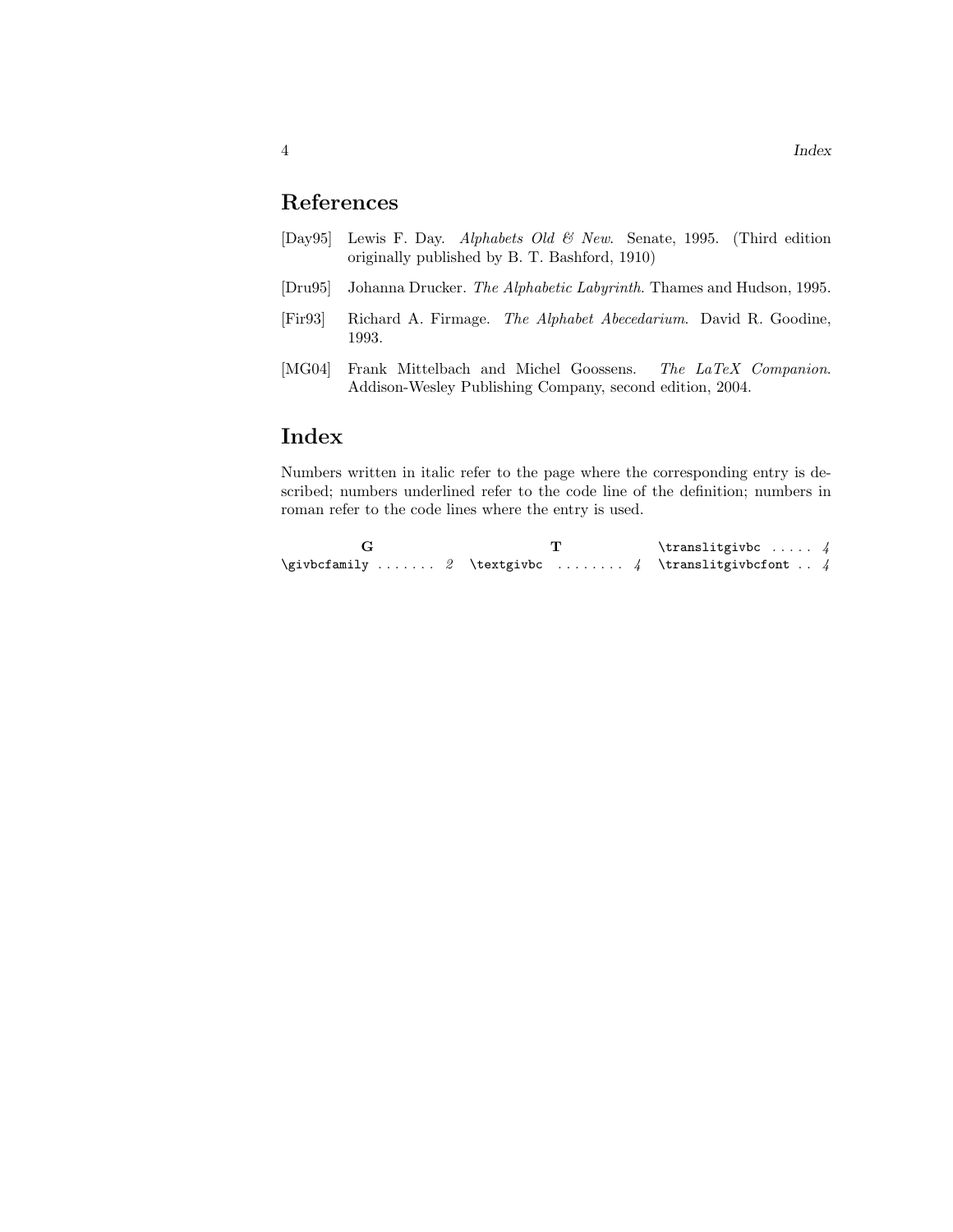## References

[Day95] Lewis F. Day. *Alphabets Old & New*. Senate, 1995. (Third edition originally published by B. T. Bashford, 1910)

[Dru95] Johanna Drucker. *The Alphabetic Labyrinth*. Thames and Hudson, 1995.

[Fir93] Richard A. Firmage. *The Alphabet Abecedarium*. David R. Goodine, 1993.

[MG04] Frank Mittelbach and Michel Goossens. *The LaTeX Companion*. Addison-Wesley Publishing Company, second edition, 2004.

## Index

Numbers written in italic refer to the page where the corresponding entry is described; numbers underlined refer to the code line of the definition; numbers in roman refer to the code lines where the entry is used.

**G**

`\givbcfamily` . . . . . . . *2*

**T**

`\textgivbc` . . . . . . . . *4*

`\translitgivbc` . . . . . *4*

`\translitgivbcfont` . . *4*